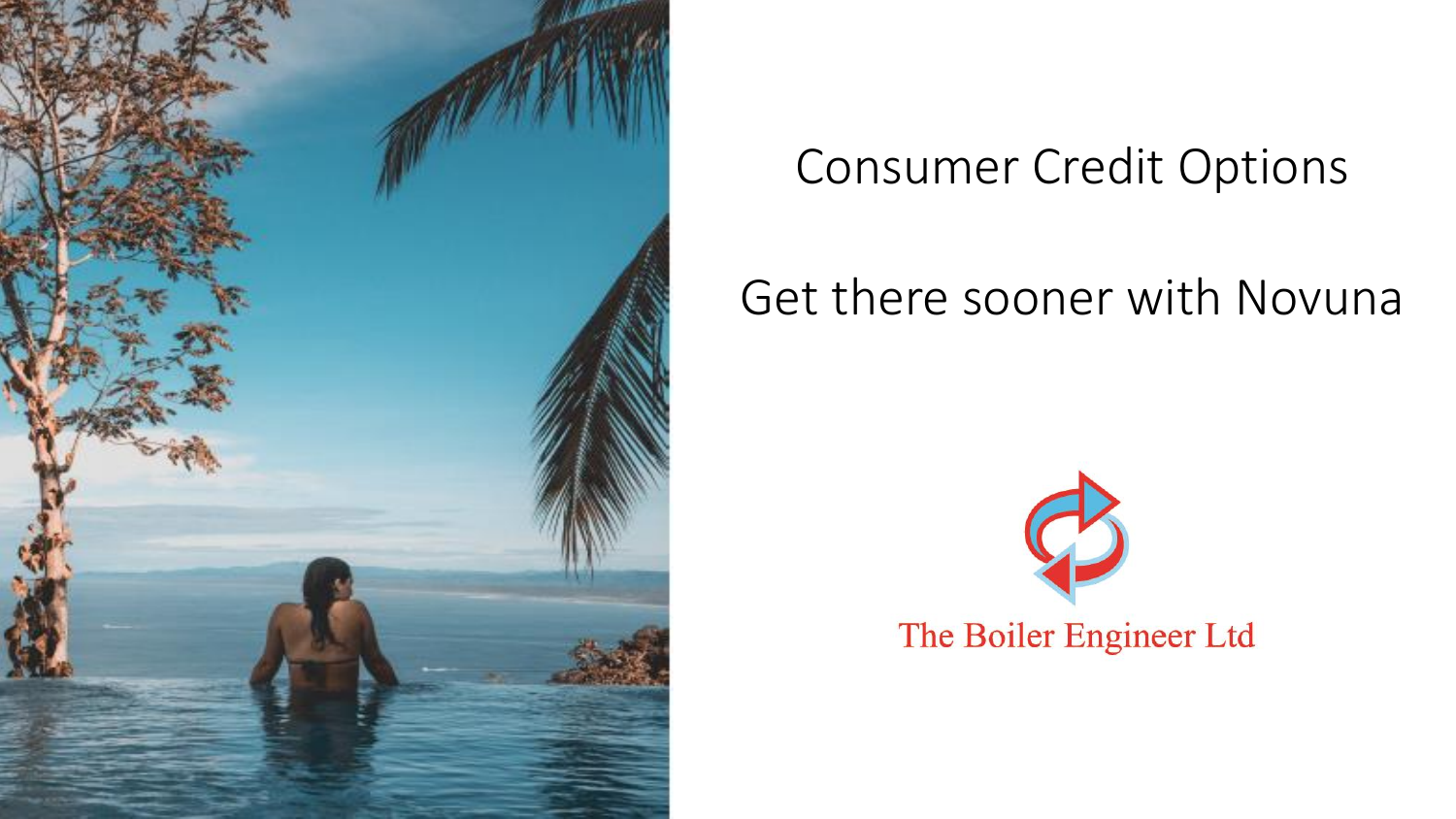# Consumer Credit Options

## Get there sooner with Novuna

The Boiler Engineer Ltd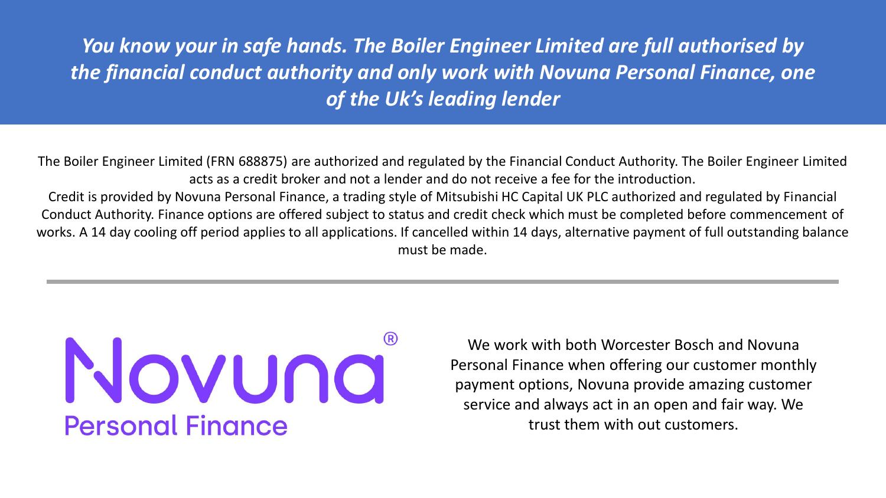***You know your in safe hands. The Boiler Engineer Limited are full authorised by the financial conduct authority and only work with Novuna Personal Finance, one of the Uk's leading lender***

The Boiler Engineer Limited (FRN 688875) are authorized and regulated by the Financial Conduct Authority. The Boiler Engineer Limited acts as a credit broker and not a lender and do not receive a fee for the introduction.

Credit is provided by Novuna Personal Finance, a trading style of Mitsubishi HC Capital UK PLC authorized and regulated by Financial Conduct Authority. Finance options are offered subject to status and credit check which must be completed before commencement of works. A 14 day cooling off period applies to all applications. If cancelled within 14 days, alternative payment of full outstanding balance must be made.

---

Novuna®
Personal Finance

We work with both Worcester Bosch and Novuna Personal Finance when offering our customer monthly payment options, Novuna provide amazing customer service and always act in an open and fair way. We trust them with out customers.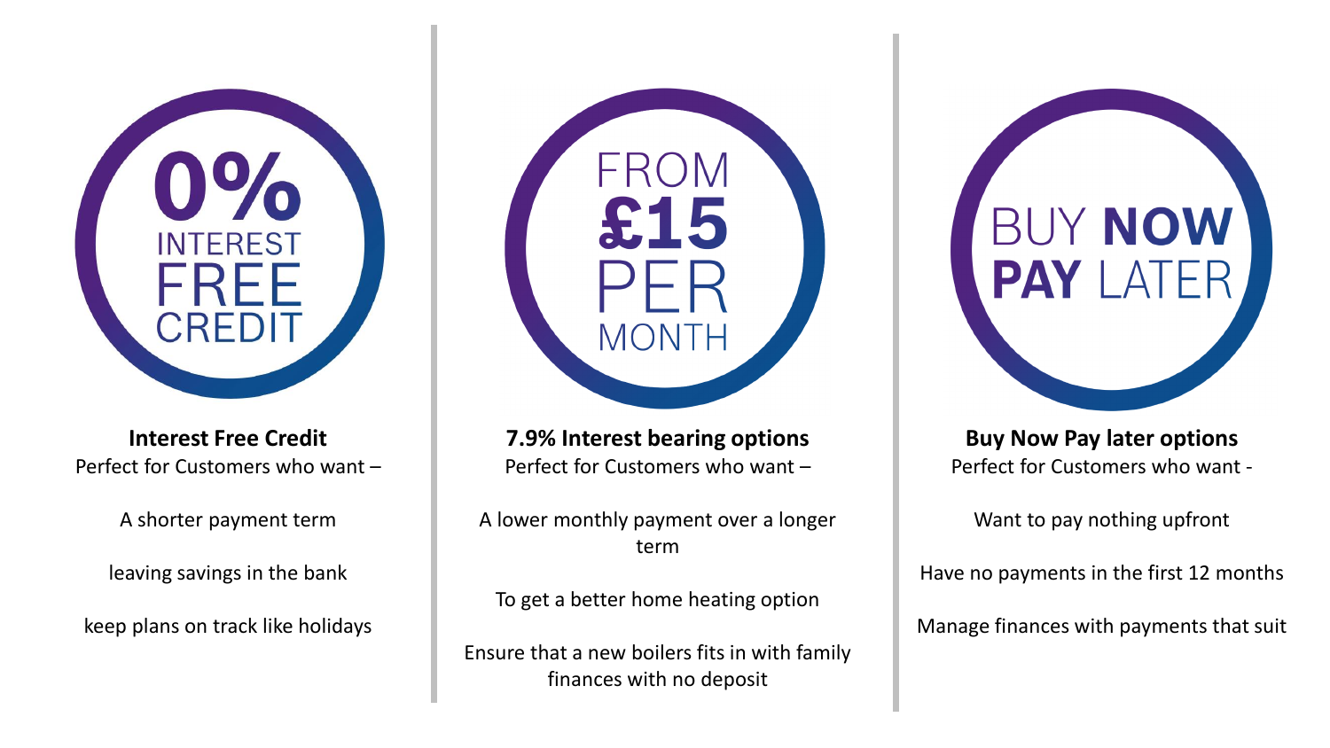0% INTEREST FREE CREDIT

**Interest Free Credit**
Perfect for Customers who want –

A shorter payment term

leaving savings in the bank

keep plans on track like holidays

FROM £15 PER MONTH

**7.9% Interest bearing options**
Perfect for Customers who want –

A lower monthly payment over a longer term

To get a better home heating option

Ensure that a new boilers fits in with family finances with no deposit

BUY **NOW** **PAY** LATER

**Buy Now Pay later options**
Perfect for Customers who want -

Want to pay nothing upfront

Have no payments in the first 12 months

Manage finances with payments that suit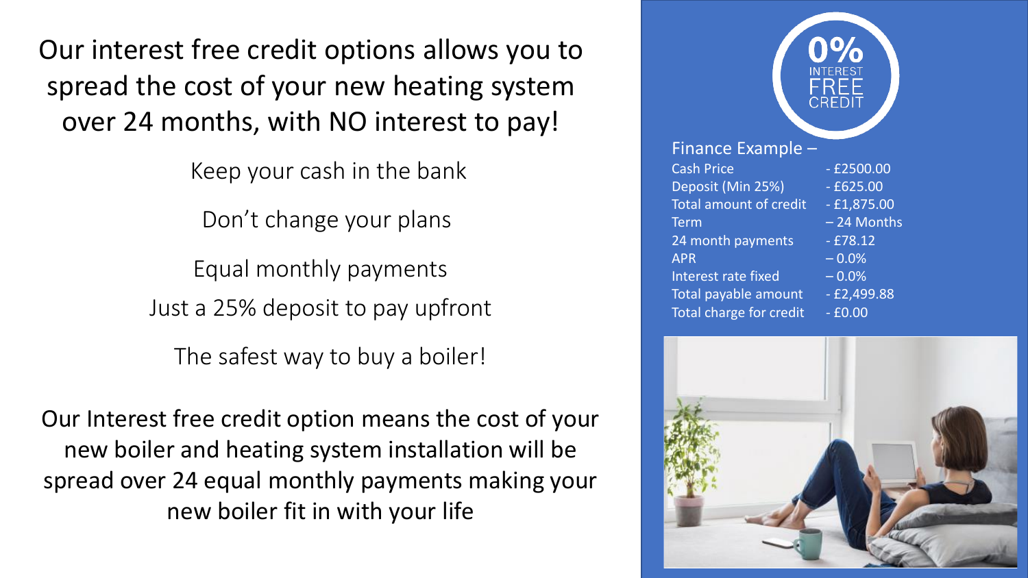Our interest free credit options allows you to spread the cost of your new heating system over 24 months, with NO interest to pay!

Keep your cash in the bank

Don't change your plans

Equal monthly payments

Just a 25% deposit to pay upfront

The safest way to buy a boiler!

Our Interest free credit option means the cost of your new boiler and heating system installation will be spread over 24 equal monthly payments making your new boiler fit in with your life

0% INTEREST FREE CREDIT

Finance Example –

| | |
|---|---|
| Cash Price | - £2500.00 |
| Deposit (Min 25%) | - £625.00 |
| Total amount of credit | - £1,875.00 |
| Term | – 24 Months |
| 24 month payments | - £78.12 |
| APR | – 0.0% |
| Interest rate fixed | – 0.0% |
| Total payable amount | - £2,499.88 |
| Total charge for credit | - £0.00 |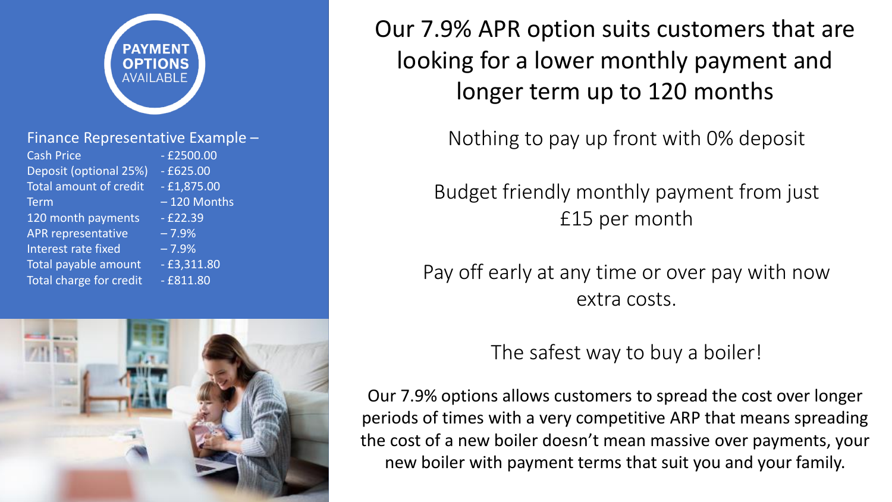**PAYMENT OPTIONS** AVAILABLE

Finance Representative Example –

| | |
|---|---|
| Cash Price | - £2500.00 |
| Deposit (optional 25%) | - £625.00 |
| Total amount of credit | - £1,875.00 |
| Term | – 120 Months |
| 120 month payments | - £22.39 |
| APR representative | – 7.9% |
| Interest rate fixed | – 7.9% |
| Total payable amount | - £3,311.80 |
| Total charge for credit | - £811.80 |

# Our 7.9% APR option suits customers that are looking for a lower monthly payment and longer term up to 120 months

Nothing to pay up front with 0% deposit

Budget friendly monthly payment from just £15 per month

Pay off early at any time or over pay with now extra costs.

The safest way to buy a boiler!

Our 7.9% options allows customers to spread the cost over longer periods of times with a very competitive ARP that means spreading the cost of a new boiler doesn't mean massive over payments, your new boiler with payment terms that suit you and your family.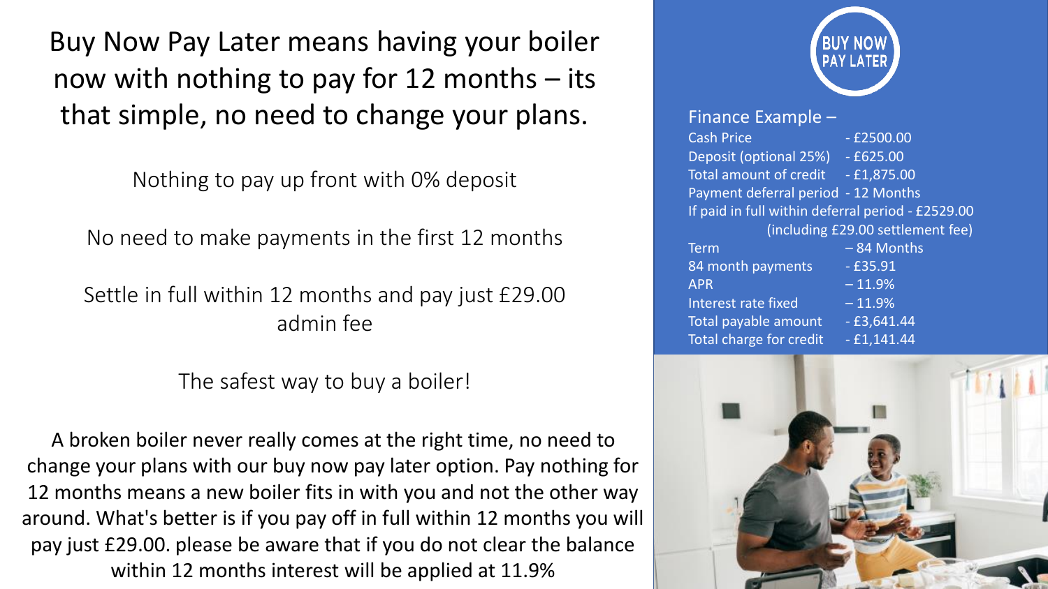# Buy Now Pay Later means having your boiler now with nothing to pay for 12 months – its that simple, no need to change your plans.

Nothing to pay up front with 0% deposit

No need to make payments in the first 12 months

Settle in full within 12 months and pay just £29.00 admin fee

The safest way to buy a boiler!

A broken boiler never really comes at the right time, no need to change your plans with our buy now pay later option. Pay nothing for 12 months means a new boiler fits in with you and not the other way around. What's better is if you pay off in full within 12 months you will pay just £29.00. please be aware that if you do not clear the balance within 12 months interest will be applied at 11.9%

BUY NOW PAY LATER

Finance Example –

| | |
|---|---|
| Cash Price | - £2500.00 |
| Deposit (optional 25%) | - £625.00 |
| Total amount of credit | - £1,875.00 |
| Payment deferral period | - 12 Months |
| If paid in full within deferral period | - £2529.00 (including £29.00 settlement fee) |
| Term | – 84 Months |
| 84 month payments | - £35.91 |
| APR | – 11.9% |
| Interest rate fixed | – 11.9% |
| Total payable amount | - £3,641.44 |
| Total charge for credit | - £1,141.44 |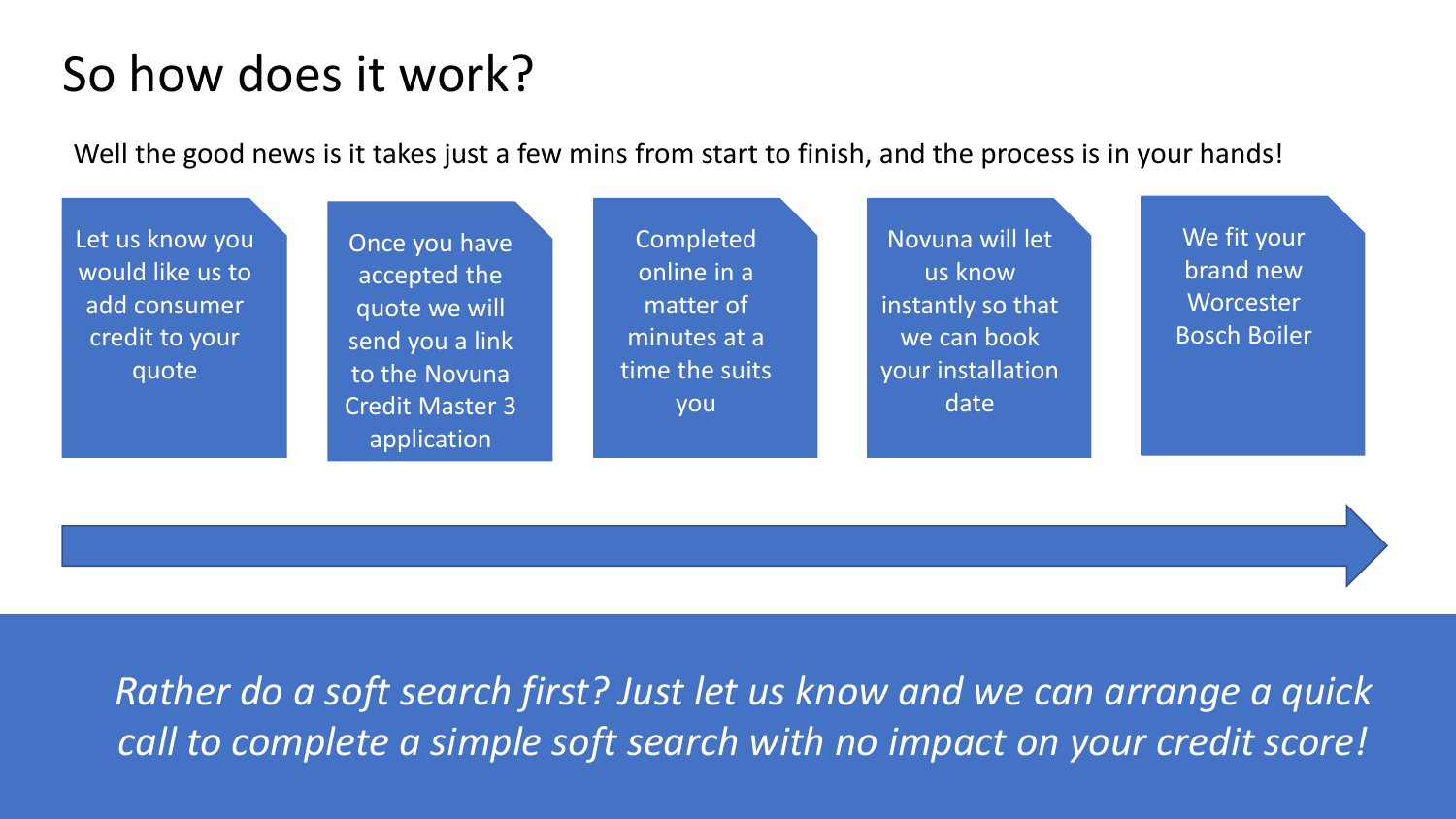# So how does it work?

Well the good news is it takes just a few mins from start to finish, and the process is in your hands!

1. Let us know you would like us to add consumer credit to your quote
2. Once you have accepted the quote we will send you a link to the Novuna Credit Master 3 application
3. Completed online in a matter of minutes at a time the suits you
4. Novuna will let us know instantly so that we can book your installation date
5. We fit your brand new Worcester Bosch Boiler

*Rather do a soft search first? Just let us know and we can arrange a quick call to complete a simple soft search with no impact on your credit score!*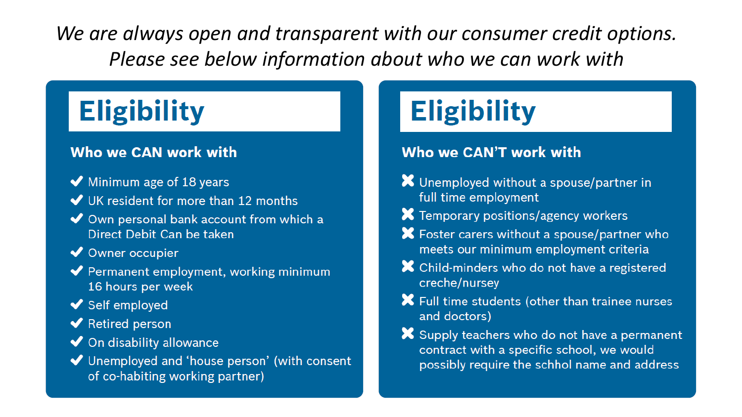*We are always open and transparent with our consumer credit options. Please see below information about who we can work with*

## Eligibility

### Who we CAN work with

- ✔ Minimum age of 18 years
- ✔ UK resident for more than 12 months
- ✔ Own personal bank account from which a Direct Debit Can be taken
- ✔ Owner occupier
- ✔ Permanent employment, working minimum 16 hours per week
- ✔ Self employed
- ✔ Retired person
- ✔ On disability allowance
- ✔ Unemployed and 'house person' (with consent of co-habiting working partner)

## Eligibility

### Who we CAN'T work with

- ✖ Unemployed without a spouse/partner in full time employment
- ✖ Temporary positions/agency workers
- ✖ Foster carers without a spouse/partner who meets our minimum employment criteria
- ✖ Child-minders who do not have a registered creche/nursey
- ✖ Full time students (other than trainee nurses and doctors)
- ✖ Supply teachers who do not have a permanent contract with a specific school, we would possibly require the schhol name and address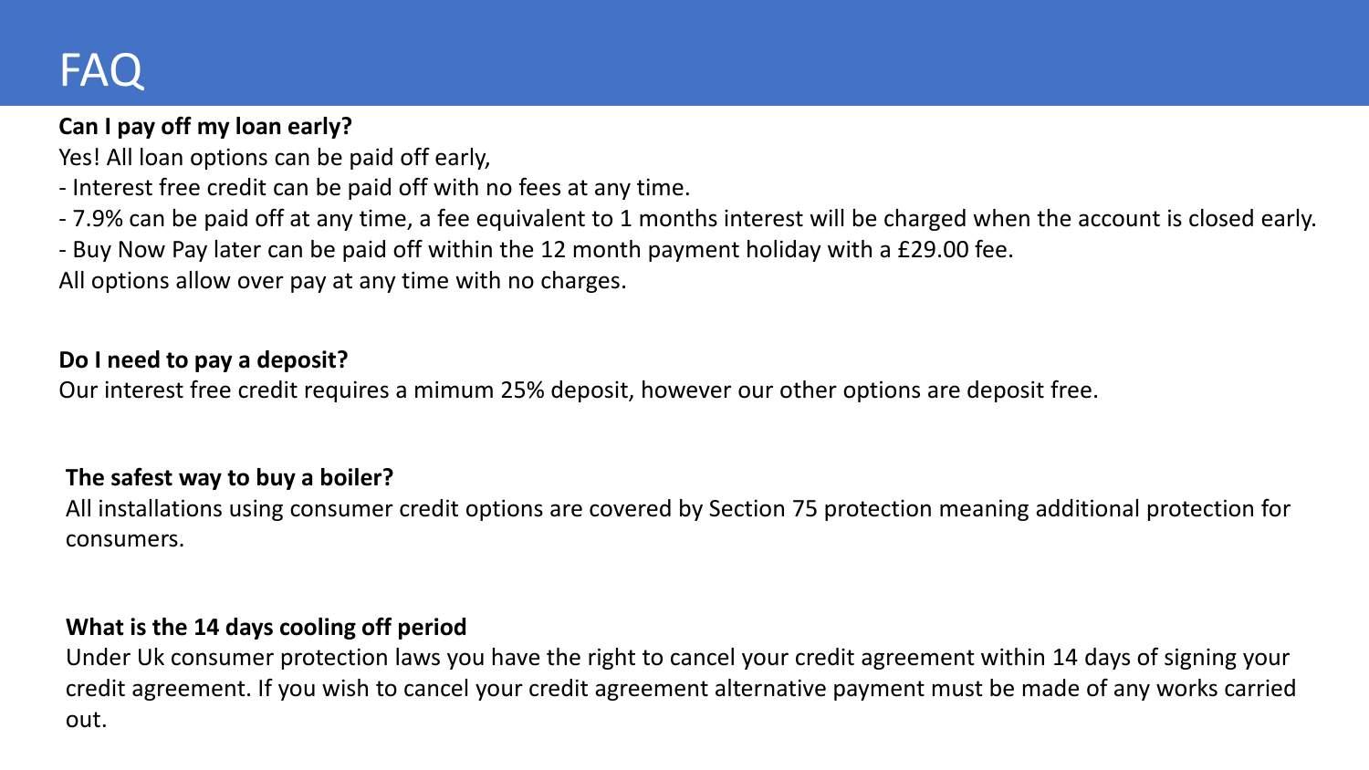# FAQ

**Can I pay off my loan early?**

Yes! All loan options can be paid off early,

- Interest free credit can be paid off with no fees at any time.
- 7.9% can be paid off at any time, a fee equivalent to 1 months interest will be charged when the account is closed early.
- Buy Now Pay later can be paid off within the 12 month payment holiday with a £29.00 fee.

All options allow over pay at any time with no charges.

**Do I need to pay a deposit?**

Our interest free credit requires a mimum 25% deposit, however our other options are deposit free.

**The safest way to buy a boiler?**

All installations using consumer credit options are covered by Section 75 protection meaning additional protection for consumers.

**What is the 14 days cooling off period**

Under Uk consumer protection laws you have the right to cancel your credit agreement within 14 days of signing your credit agreement. If you wish to cancel your credit agreement alternative payment must be made of any works carried out.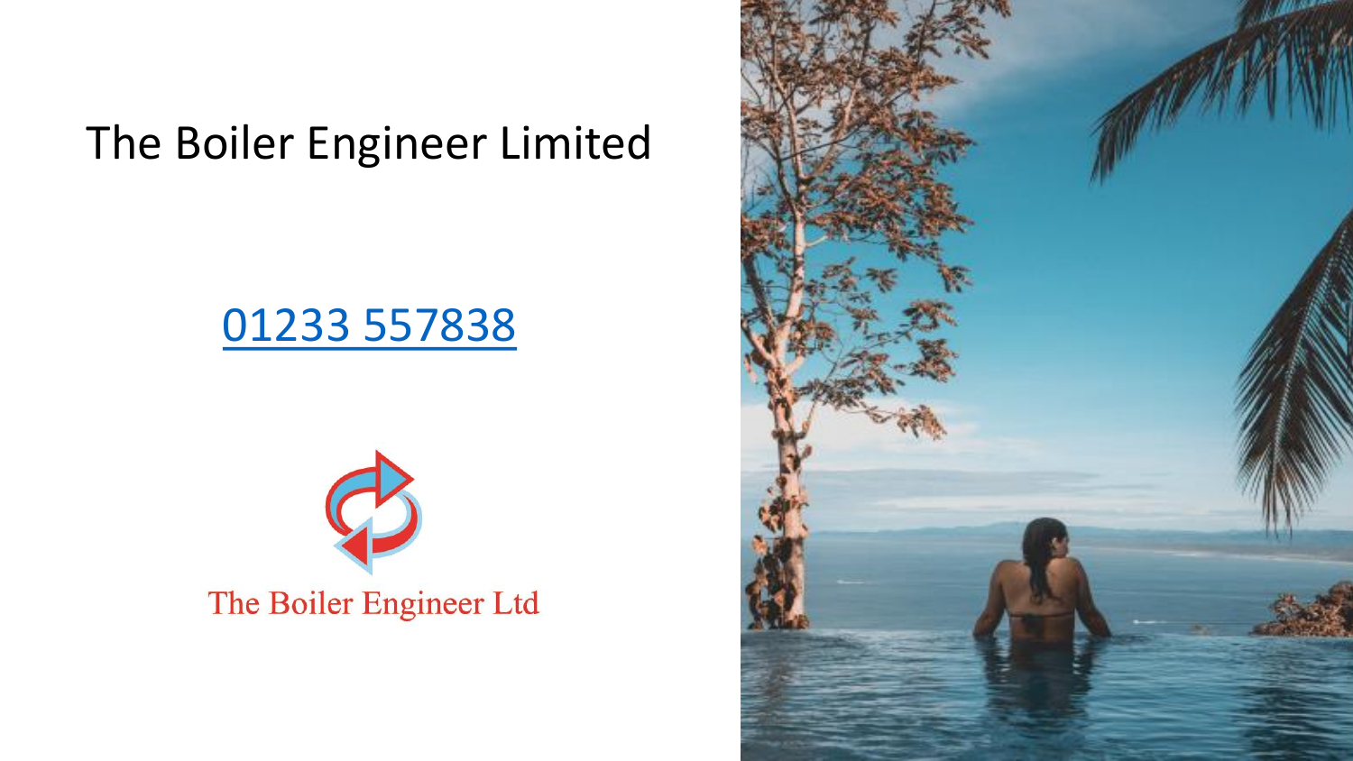The Boiler Engineer Limited

[01233 557838](tel:01233557838)

The Boiler Engineer Ltd